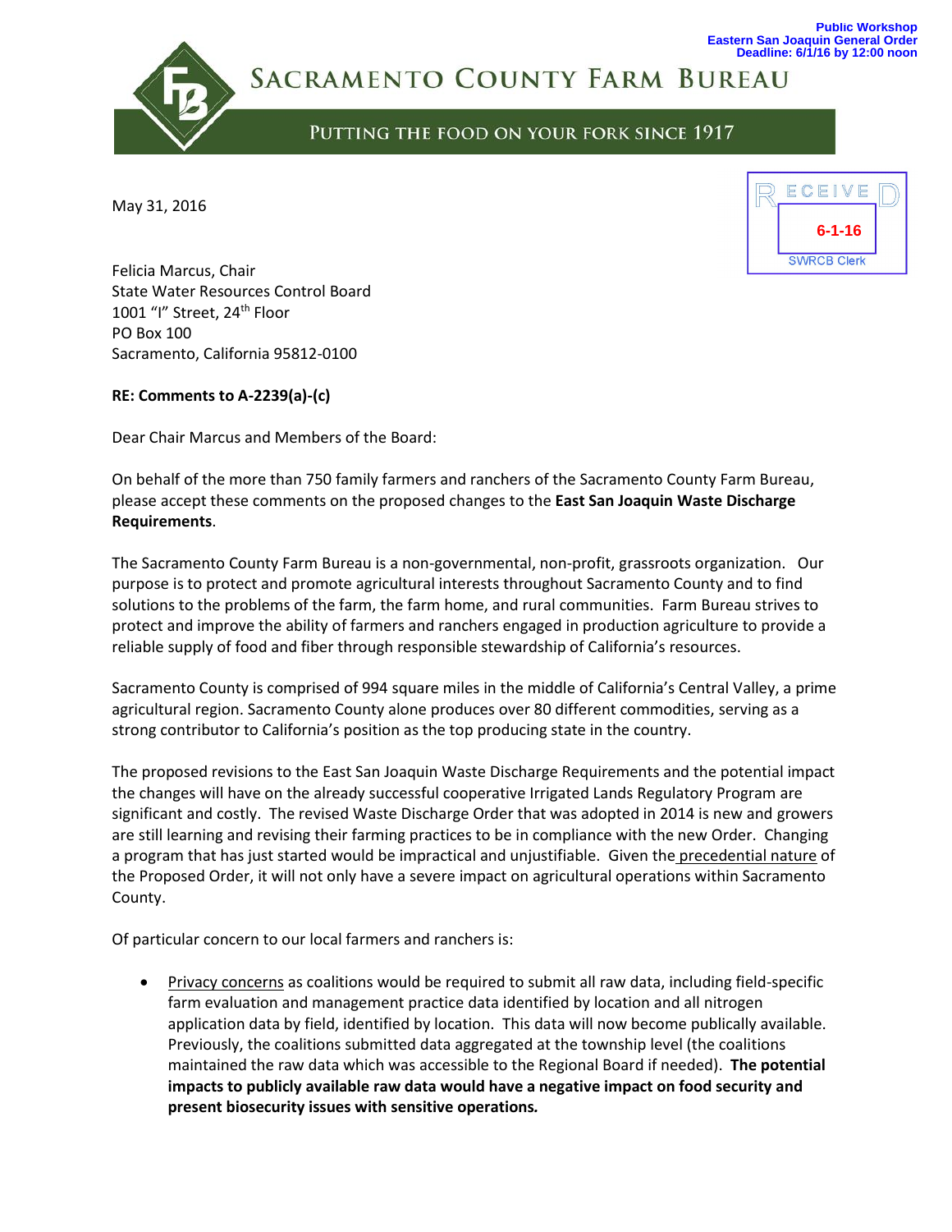Public Workshop
Eastern San Joaquin General Order
Deadline: 6/1/16 by 12:00 noon

# SACRAMENTO COUNTY FARM BUREAU

PUTTING THE FOOD ON YOUR FORK SINCE 1917

RECEIVED
6-1-16
SWRCB Clerk

May 31, 2016

Felicia Marcus, Chair
State Water Resources Control Board
1001 "I" Street, 24th Floor
PO Box 100
Sacramento, California 95812-0100

**RE: Comments to A-2239(a)-(c)**

Dear Chair Marcus and Members of the Board:

On behalf of the more than 750 family farmers and ranchers of the Sacramento County Farm Bureau, please accept these comments on the proposed changes to the **East San Joaquin Waste Discharge Requirements**.

The Sacramento County Farm Bureau is a non-governmental, non-profit, grassroots organization. Our purpose is to protect and promote agricultural interests throughout Sacramento County and to find solutions to the problems of the farm, the farm home, and rural communities. Farm Bureau strives to protect and improve the ability of farmers and ranchers engaged in production agriculture to provide a reliable supply of food and fiber through responsible stewardship of California's resources.

Sacramento County is comprised of 994 square miles in the middle of California's Central Valley, a prime agricultural region. Sacramento County alone produces over 80 different commodities, serving as a strong contributor to California's position as the top producing state in the country.

The proposed revisions to the East San Joaquin Waste Discharge Requirements and the potential impact the changes will have on the already successful cooperative Irrigated Lands Regulatory Program are significant and costly. The revised Waste Discharge Order that was adopted in 2014 is new and growers are still learning and revising their farming practices to be in compliance with the new Order. Changing a program that has just started would be impractical and unjustifiable. Given the precedential nature of the Proposed Order, it will not only have a severe impact on agricultural operations within Sacramento County.

Of particular concern to our local farmers and ranchers is:

- Privacy concerns as coalitions would be required to submit all raw data, including field-specific farm evaluation and management practice data identified by location and all nitrogen application data by field, identified by location. This data will now become publically available. Previously, the coalitions submitted data aggregated at the township level (the coalitions maintained the raw data which was accessible to the Regional Board if needed). **The potential impacts to publicly available raw data would have a negative impact on food security and present biosecurity issues with sensitive operations.**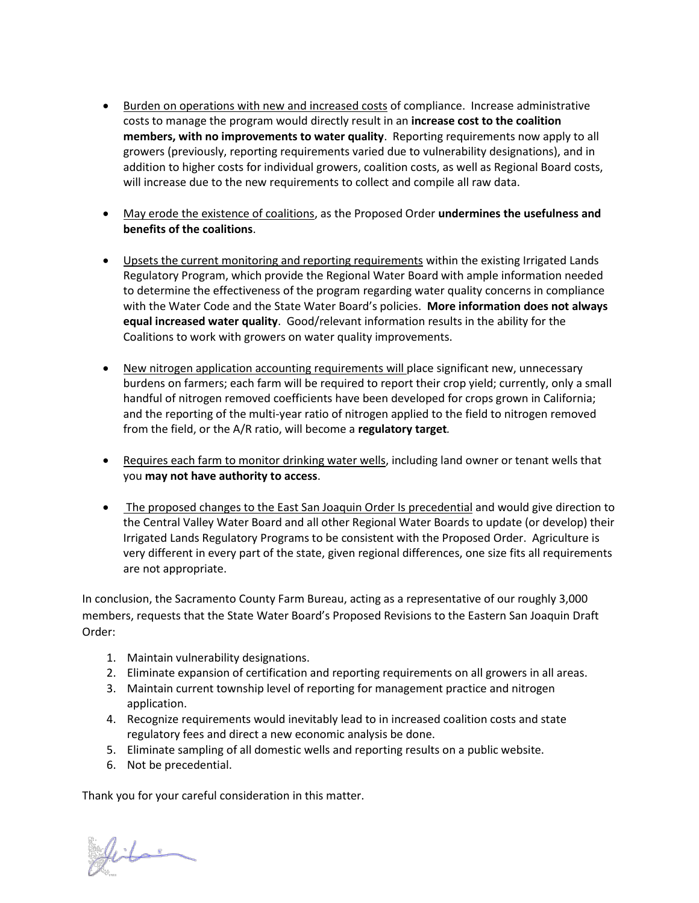- Burden on operations with new and increased costs of compliance. Increase administrative costs to manage the program would directly result in an **increase cost to the coalition members, with no improvements to water quality**. Reporting requirements now apply to all growers (previously, reporting requirements varied due to vulnerability designations), and in addition to higher costs for individual growers, coalition costs, as well as Regional Board costs, will increase due to the new requirements to collect and compile all raw data.

- May erode the existence of coalitions, as the Proposed Order **undermines the usefulness and benefits of the coalitions**.

- Upsets the current monitoring and reporting requirements within the existing Irrigated Lands Regulatory Program, which provide the Regional Water Board with ample information needed to determine the effectiveness of the program regarding water quality concerns in compliance with the Water Code and the State Water Board's policies. **More information does not always equal increased water quality**. Good/relevant information results in the ability for the Coalitions to work with growers on water quality improvements.

- New nitrogen application accounting requirements will place significant new, unnecessary burdens on farmers; each farm will be required to report their crop yield; currently, only a small handful of nitrogen removed coefficients have been developed for crops grown in California; and the reporting of the multi-year ratio of nitrogen applied to the field to nitrogen removed from the field, or the A/R ratio, will become a ***regulatory target.***

- Requires each farm to monitor drinking water wells, including land owner or tenant wells that you **may not have authority to access**.

- The proposed changes to the East San Joaquin Order Is precedential and would give direction to the Central Valley Water Board and all other Regional Water Boards to update (or develop) their Irrigated Lands Regulatory Programs to be consistent with the Proposed Order. Agriculture is very different in every part of the state, given regional differences, one size fits all requirements are not appropriate.

In conclusion, the Sacramento County Farm Bureau, acting as a representative of our roughly 3,000 members, requests that the State Water Board's Proposed Revisions to the Eastern San Joaquin Draft Order:

1. Maintain vulnerability designations.
2. Eliminate expansion of certification and reporting requirements on all growers in all areas.
3. Maintain current township level of reporting for management practice and nitrogen application.
4. Recognize requirements would inevitably lead to in increased coalition costs and state regulatory fees and direct a new economic analysis be done.
5. Eliminate sampling of all domestic wells and reporting results on a public website.
6. Not be precedential.

Thank you for your careful consideration in this matter.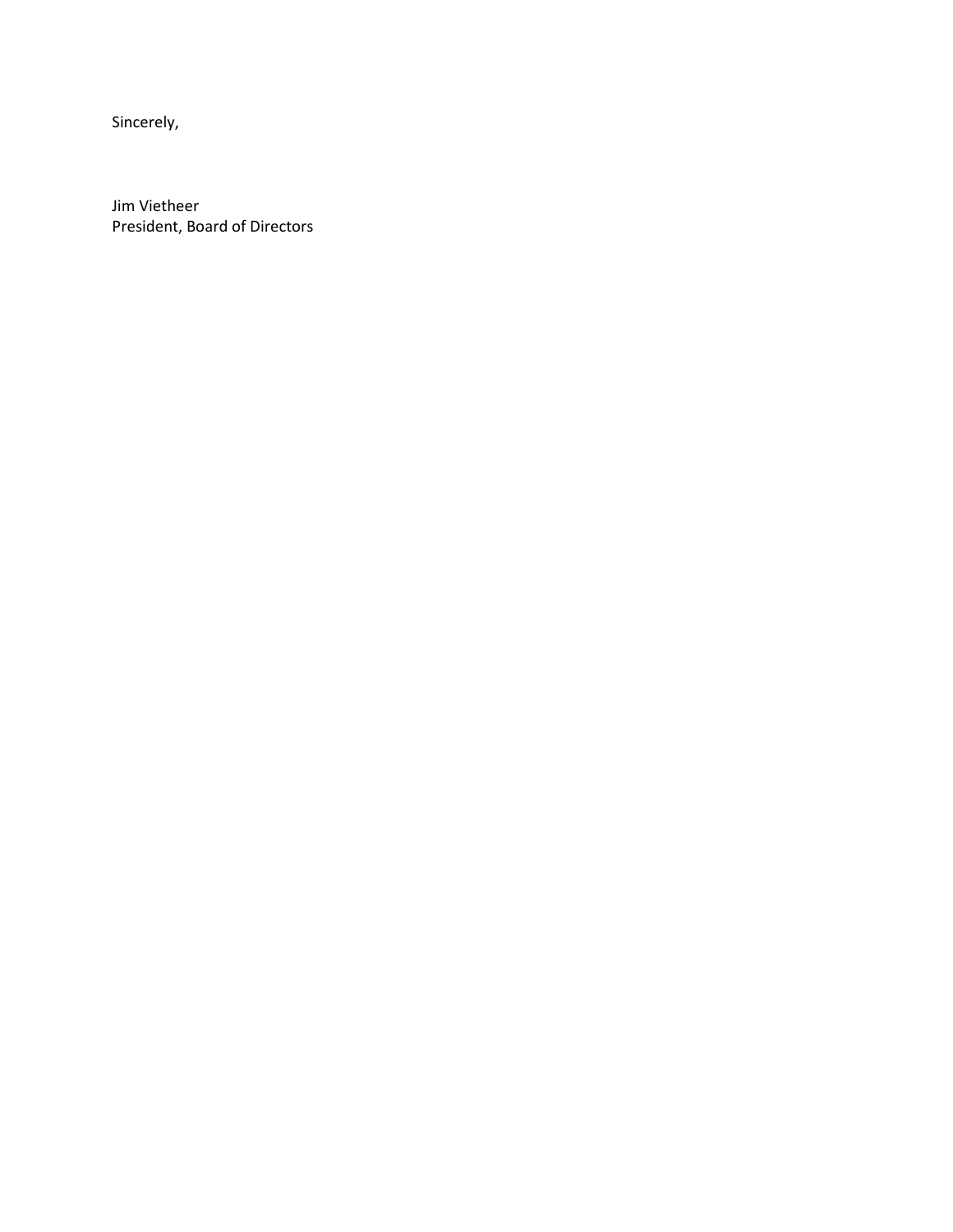Sincerely,

Jim Vietheer
President, Board of Directors